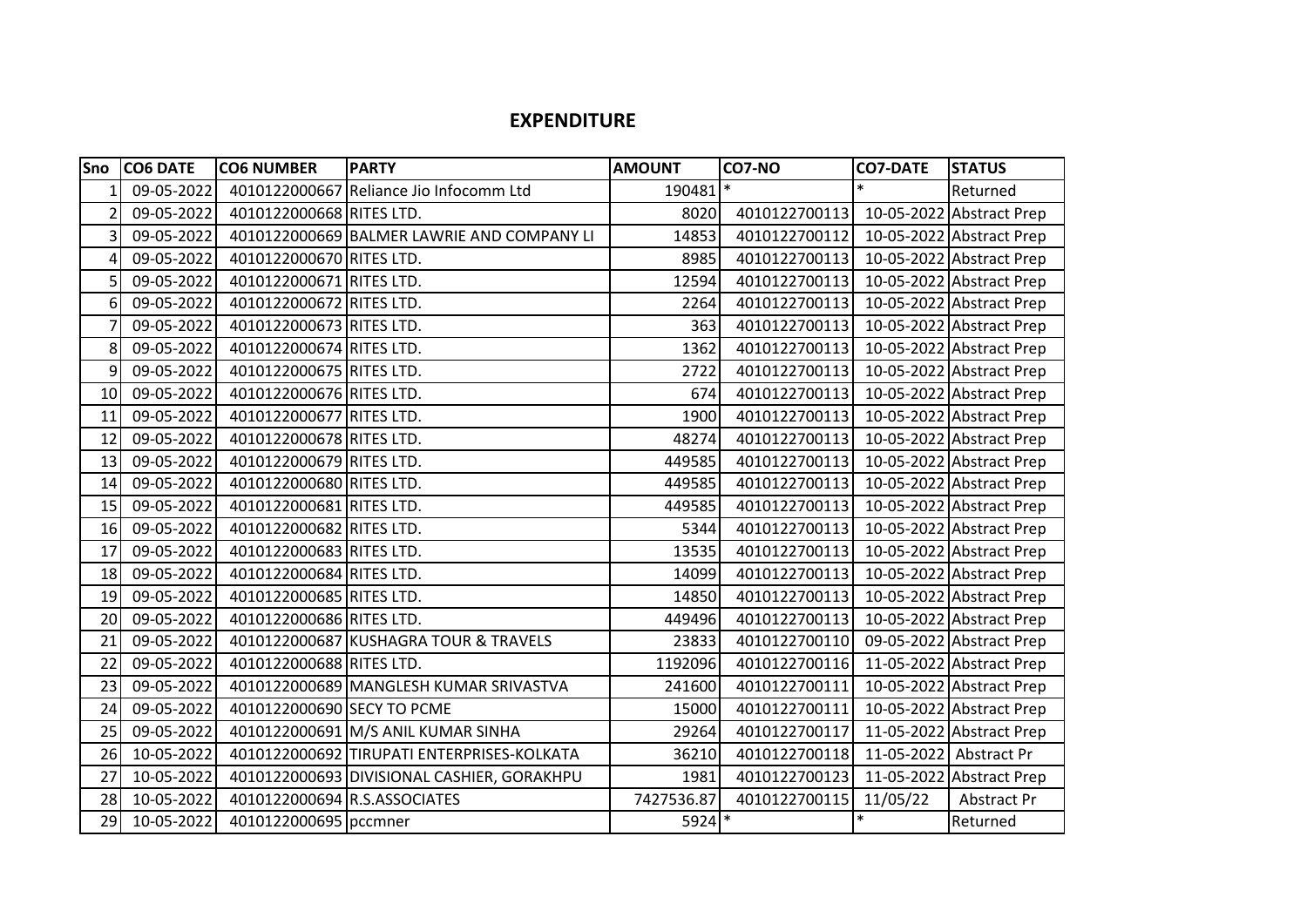## EXPENDITURE

| Sno | CO6 DATE | CO6 NUMBER | PARTY | AMOUNT | CO7-NO | CO7-DATE | STATUS |
|---|---|---|---|---|---|---|---|
| 1 | 09-05-2022 | 4010122000667 | Reliance Jio Infocomm Ltd | 190481 | * | * | Returned |
| 2 | 09-05-2022 | 4010122000668 | RITES LTD. | 8020 | 4010122700113 | 10-05-2022 | Abstract Prep |
| 3 | 09-05-2022 | 4010122000669 | BALMER LAWRIE AND COMPANY LI | 14853 | 4010122700112 | 10-05-2022 | Abstract Prep |
| 4 | 09-05-2022 | 4010122000670 | RITES LTD. | 8985 | 4010122700113 | 10-05-2022 | Abstract Prep |
| 5 | 09-05-2022 | 4010122000671 | RITES LTD. | 12594 | 4010122700113 | 10-05-2022 | Abstract Prep |
| 6 | 09-05-2022 | 4010122000672 | RITES LTD. | 2264 | 4010122700113 | 10-05-2022 | Abstract Prep |
| 7 | 09-05-2022 | 4010122000673 | RITES LTD. | 363 | 4010122700113 | 10-05-2022 | Abstract Prep |
| 8 | 09-05-2022 | 4010122000674 | RITES LTD. | 1362 | 4010122700113 | 10-05-2022 | Abstract Prep |
| 9 | 09-05-2022 | 4010122000675 | RITES LTD. | 2722 | 4010122700113 | 10-05-2022 | Abstract Prep |
| 10 | 09-05-2022 | 4010122000676 | RITES LTD. | 674 | 4010122700113 | 10-05-2022 | Abstract Prep |
| 11 | 09-05-2022 | 4010122000677 | RITES LTD. | 1900 | 4010122700113 | 10-05-2022 | Abstract Prep |
| 12 | 09-05-2022 | 4010122000678 | RITES LTD. | 48274 | 4010122700113 | 10-05-2022 | Abstract Prep |
| 13 | 09-05-2022 | 4010122000679 | RITES LTD. | 449585 | 4010122700113 | 10-05-2022 | Abstract Prep |
| 14 | 09-05-2022 | 4010122000680 | RITES LTD. | 449585 | 4010122700113 | 10-05-2022 | Abstract Prep |
| 15 | 09-05-2022 | 4010122000681 | RITES LTD. | 449585 | 4010122700113 | 10-05-2022 | Abstract Prep |
| 16 | 09-05-2022 | 4010122000682 | RITES LTD. | 5344 | 4010122700113 | 10-05-2022 | Abstract Prep |
| 17 | 09-05-2022 | 4010122000683 | RITES LTD. | 13535 | 4010122700113 | 10-05-2022 | Abstract Prep |
| 18 | 09-05-2022 | 4010122000684 | RITES LTD. | 14099 | 4010122700113 | 10-05-2022 | Abstract Prep |
| 19 | 09-05-2022 | 4010122000685 | RITES LTD. | 14850 | 4010122700113 | 10-05-2022 | Abstract Prep |
| 20 | 09-05-2022 | 4010122000686 | RITES LTD. | 449496 | 4010122700113 | 10-05-2022 | Abstract Prep |
| 21 | 09-05-2022 | 4010122000687 | KUSHAGRA TOUR & TRAVELS | 23833 | 4010122700110 | 09-05-2022 | Abstract Prep |
| 22 | 09-05-2022 | 4010122000688 | RITES LTD. | 1192096 | 4010122700116 | 11-05-2022 | Abstract Prep |
| 23 | 09-05-2022 | 4010122000689 | MANGLESH KUMAR SRIVASTVA | 241600 | 4010122700111 | 10-05-2022 | Abstract Prep |
| 24 | 09-05-2022 | 4010122000690 | SECY TO PCME | 15000 | 4010122700111 | 10-05-2022 | Abstract Prep |
| 25 | 09-05-2022 | 4010122000691 | M/S ANIL KUMAR SINHA | 29264 | 4010122700117 | 11-05-2022 | Abstract Prep |
| 26 | 10-05-2022 | 4010122000692 | TIRUPATI ENTERPRISES-KOLKATA | 36210 | 4010122700118 | 11-05-2022 | Abstract Pr |
| 27 | 10-05-2022 | 4010122000693 | DIVISIONAL CASHIER, GORAKHPU | 1981 | 4010122700123 | 11-05-2022 | Abstract Prep |
| 28 | 10-05-2022 | 4010122000694 | R.S.ASSOCIATES | 7427536.87 | 4010122700115 | 11/05/22 | Abstract Pr |
| 29 | 10-05-2022 | 4010122000695 | pccmner | 5924 | * | * | Returned |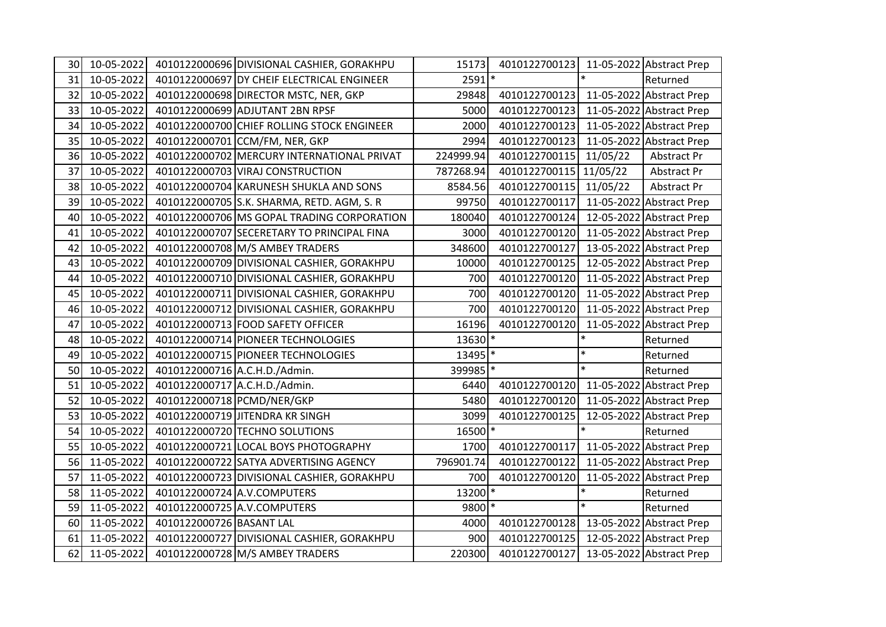| | | | | | | | |
|---|---|---|---|---|---|---|---|
| 30 | 10-05-2022 | 4010122000696 | DIVISIONAL CASHIER, GORAKHPU | 15173 | 4010122700123 | 11-05-2022 | Abstract Prep |
| 31 | 10-05-2022 | 4010122000697 | DY CHEIF ELECTRICAL ENGINEER | 2591 | * | * | Returned |
| 32 | 10-05-2022 | 4010122000698 | DIRECTOR MSTC, NER, GKP | 29848 | 4010122700123 | 11-05-2022 | Abstract Prep |
| 33 | 10-05-2022 | 4010122000699 | ADJUTANT 2BN RPSF | 5000 | 4010122700123 | 11-05-2022 | Abstract Prep |
| 34 | 10-05-2022 | 4010122000700 | CHIEF ROLLING STOCK ENGINEER | 2000 | 4010122700123 | 11-05-2022 | Abstract Prep |
| 35 | 10-05-2022 | 4010122000701 | CCM/FM, NER, GKP | 2994 | 4010122700123 | 11-05-2022 | Abstract Prep |
| 36 | 10-05-2022 | 4010122000702 | MERCURY INTERNATIONAL PRIVAT | 224999.94 | 4010122700115 | 11/05/22 | Abstract Pr |
| 37 | 10-05-2022 | 4010122000703 | VIRAJ CONSTRUCTION | 787268.94 | 4010122700115 | 11/05/22 | Abstract Pr |
| 38 | 10-05-2022 | 4010122000704 | KARUNESH SHUKLA AND SONS | 8584.56 | 4010122700115 | 11/05/22 | Abstract Pr |
| 39 | 10-05-2022 | 4010122000705 | S.K. SHARMA, RETD. AGM, S. R | 99750 | 4010122700117 | 11-05-2022 | Abstract Prep |
| 40 | 10-05-2022 | 4010122000706 | MS GOPAL TRADING CORPORATION | 180040 | 4010122700124 | 12-05-2022 | Abstract Prep |
| 41 | 10-05-2022 | 4010122000707 | SECERETARY TO PRINCIPAL FINA | 3000 | 4010122700120 | 11-05-2022 | Abstract Prep |
| 42 | 10-05-2022 | 4010122000708 | M/S AMBEY TRADERS | 348600 | 4010122700127 | 13-05-2022 | Abstract Prep |
| 43 | 10-05-2022 | 4010122000709 | DIVISIONAL CASHIER, GORAKHPU | 10000 | 4010122700125 | 12-05-2022 | Abstract Prep |
| 44 | 10-05-2022 | 4010122000710 | DIVISIONAL CASHIER, GORAKHPU | 700 | 4010122700120 | 11-05-2022 | Abstract Prep |
| 45 | 10-05-2022 | 4010122000711 | DIVISIONAL CASHIER, GORAKHPU | 700 | 4010122700120 | 11-05-2022 | Abstract Prep |
| 46 | 10-05-2022 | 4010122000712 | DIVISIONAL CASHIER, GORAKHPU | 700 | 4010122700120 | 11-05-2022 | Abstract Prep |
| 47 | 10-05-2022 | 4010122000713 | FOOD SAFETY OFFICER | 16196 | 4010122700120 | 11-05-2022 | Abstract Prep |
| 48 | 10-05-2022 | 4010122000714 | PIONEER TECHNOLOGIES | 13630 | * | * | Returned |
| 49 | 10-05-2022 | 4010122000715 | PIONEER TECHNOLOGIES | 13495 | * | * | Returned |
| 50 | 10-05-2022 | 4010122000716 | A.C.H.D./Admin. | 399985 | * | * | Returned |
| 51 | 10-05-2022 | 4010122000717 | A.C.H.D./Admin. | 6440 | 4010122700120 | 11-05-2022 | Abstract Prep |
| 52 | 10-05-2022 | 4010122000718 | PCMD/NER/GKP | 5480 | 4010122700120 | 11-05-2022 | Abstract Prep |
| 53 | 10-05-2022 | 4010122000719 | JITENDRA KR SINGH | 3099 | 4010122700125 | 12-05-2022 | Abstract Prep |
| 54 | 10-05-2022 | 4010122000720 | TECHNO SOLUTIONS | 16500 | * | * | Returned |
| 55 | 10-05-2022 | 4010122000721 | LOCAL BOYS PHOTOGRAPHY | 1700 | 4010122700117 | 11-05-2022 | Abstract Prep |
| 56 | 11-05-2022 | 4010122000722 | SATYA ADVERTISING AGENCY | 796901.74 | 4010122700122 | 11-05-2022 | Abstract Prep |
| 57 | 11-05-2022 | 4010122000723 | DIVISIONAL CASHIER, GORAKHPU | 700 | 4010122700120 | 11-05-2022 | Abstract Prep |
| 58 | 11-05-2022 | 4010122000724 | A.V.COMPUTERS | 13200 | * | * | Returned |
| 59 | 11-05-2022 | 4010122000725 | A.V.COMPUTERS | 9800 | * | * | Returned |
| 60 | 11-05-2022 | 4010122000726 | BASANT LAL | 4000 | 4010122700128 | 13-05-2022 | Abstract Prep |
| 61 | 11-05-2022 | 4010122000727 | DIVISIONAL CASHIER, GORAKHPU | 900 | 4010122700125 | 12-05-2022 | Abstract Prep |
| 62 | 11-05-2022 | 4010122000728 | M/S AMBEY TRADERS | 220300 | 4010122700127 | 13-05-2022 | Abstract Prep |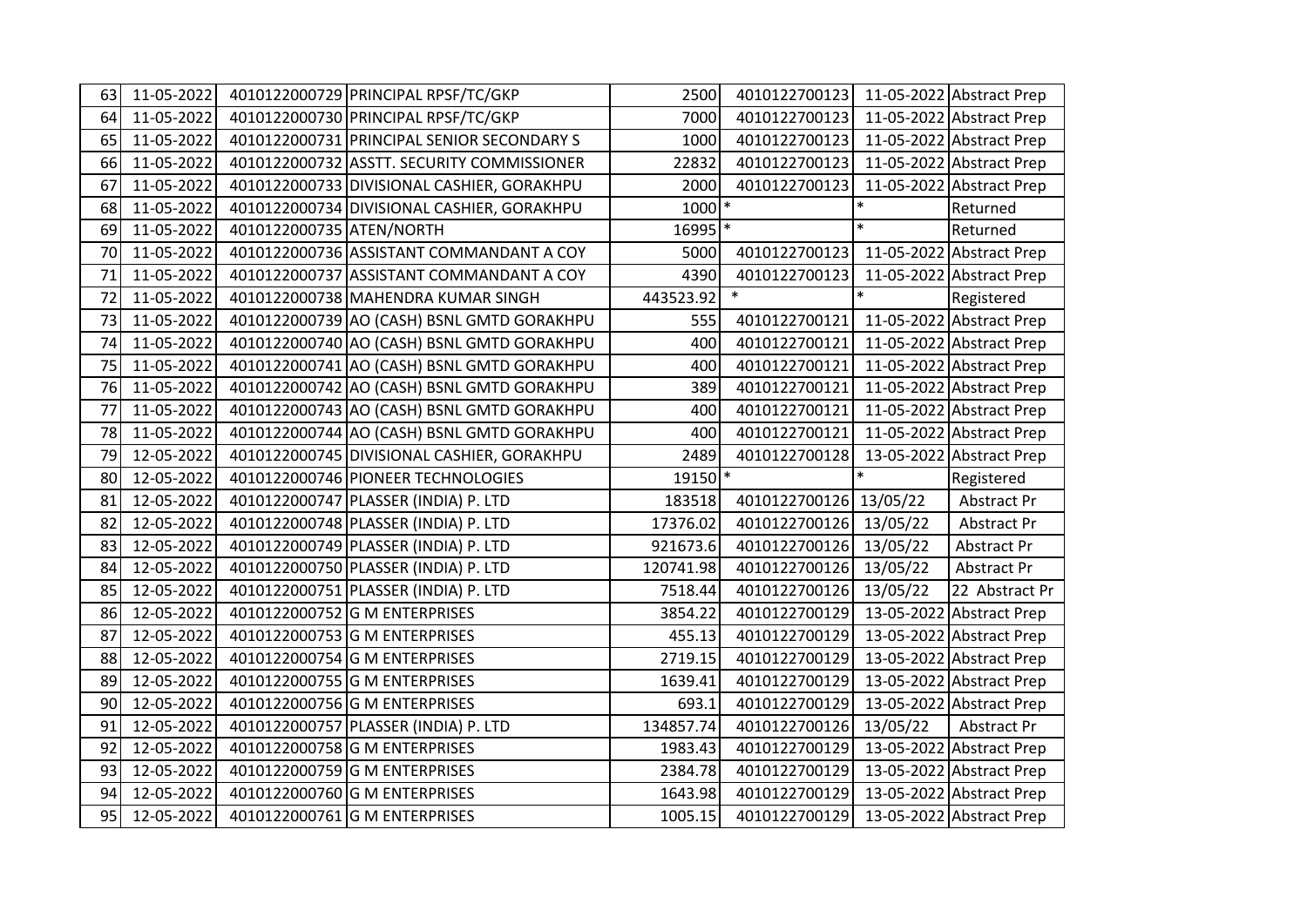| | | | | | | | |
|---|---|---|---|---|---|---|---|
| 63 | 11-05-2022 | 4010122000729 | PRINCIPAL RPSF/TC/GKP | 2500 | 4010122700123 | 11-05-2022 | Abstract Prep |
| 64 | 11-05-2022 | 4010122000730 | PRINCIPAL RPSF/TC/GKP | 7000 | 4010122700123 | 11-05-2022 | Abstract Prep |
| 65 | 11-05-2022 | 4010122000731 | PRINCIPAL SENIOR SECONDARY S | 1000 | 4010122700123 | 11-05-2022 | Abstract Prep |
| 66 | 11-05-2022 | 4010122000732 | ASSTT. SECURITY COMMISSIONER | 22832 | 4010122700123 | 11-05-2022 | Abstract Prep |
| 67 | 11-05-2022 | 4010122000733 | DIVISIONAL CASHIER, GORAKHPU | 2000 | 4010122700123 | 11-05-2022 | Abstract Prep |
| 68 | 11-05-2022 | 4010122000734 | DIVISIONAL CASHIER, GORAKHPU | 1000 | * | * | Returned |
| 69 | 11-05-2022 | 4010122000735 | ATEN/NORTH | 16995 | * | * | Returned |
| 70 | 11-05-2022 | 4010122000736 | ASSISTANT COMMANDANT A COY | 5000 | 4010122700123 | 11-05-2022 | Abstract Prep |
| 71 | 11-05-2022 | 4010122000737 | ASSISTANT COMMANDANT A COY | 4390 | 4010122700123 | 11-05-2022 | Abstract Prep |
| 72 | 11-05-2022 | 4010122000738 | MAHENDRA KUMAR SINGH | 443523.92 | * | * | Registered |
| 73 | 11-05-2022 | 4010122000739 | AO (CASH) BSNL GMTD GORAKHPU | 555 | 4010122700121 | 11-05-2022 | Abstract Prep |
| 74 | 11-05-2022 | 4010122000740 | AO (CASH) BSNL GMTD GORAKHPU | 400 | 4010122700121 | 11-05-2022 | Abstract Prep |
| 75 | 11-05-2022 | 4010122000741 | AO (CASH) BSNL GMTD GORAKHPU | 400 | 4010122700121 | 11-05-2022 | Abstract Prep |
| 76 | 11-05-2022 | 4010122000742 | AO (CASH) BSNL GMTD GORAKHPU | 389 | 4010122700121 | 11-05-2022 | Abstract Prep |
| 77 | 11-05-2022 | 4010122000743 | AO (CASH) BSNL GMTD GORAKHPU | 400 | 4010122700121 | 11-05-2022 | Abstract Prep |
| 78 | 11-05-2022 | 4010122000744 | AO (CASH) BSNL GMTD GORAKHPU | 400 | 4010122700121 | 11-05-2022 | Abstract Prep |
| 79 | 12-05-2022 | 4010122000745 | DIVISIONAL CASHIER, GORAKHPU | 2489 | 4010122700128 | 13-05-2022 | Abstract Prep |
| 80 | 12-05-2022 | 4010122000746 | PIONEER TECHNOLOGIES | 19150 | * | * | Registered |
| 81 | 12-05-2022 | 4010122000747 | PLASSER (INDIA) P. LTD | 183518 | 4010122700126 | 13/05/22 | Abstract Pr |
| 82 | 12-05-2022 | 4010122000748 | PLASSER (INDIA) P. LTD | 17376.02 | 4010122700126 | 13/05/22 | Abstract Pr |
| 83 | 12-05-2022 | 4010122000749 | PLASSER (INDIA) P. LTD | 921673.6 | 4010122700126 | 13/05/22 | Abstract Pr |
| 84 | 12-05-2022 | 4010122000750 | PLASSER (INDIA) P. LTD | 120741.98 | 4010122700126 | 13/05/22 | Abstract Pr |
| 85 | 12-05-2022 | 4010122000751 | PLASSER (INDIA) P. LTD | 7518.44 | 4010122700126 | 13/05/22 | 22 Abstract Pr |
| 86 | 12-05-2022 | 4010122000752 | G M ENTERPRISES | 3854.22 | 4010122700129 | 13-05-2022 | Abstract Prep |
| 87 | 12-05-2022 | 4010122000753 | G M ENTERPRISES | 455.13 | 4010122700129 | 13-05-2022 | Abstract Prep |
| 88 | 12-05-2022 | 4010122000754 | G M ENTERPRISES | 2719.15 | 4010122700129 | 13-05-2022 | Abstract Prep |
| 89 | 12-05-2022 | 4010122000755 | G M ENTERPRISES | 1639.41 | 4010122700129 | 13-05-2022 | Abstract Prep |
| 90 | 12-05-2022 | 4010122000756 | G M ENTERPRISES | 693.1 | 4010122700129 | 13-05-2022 | Abstract Prep |
| 91 | 12-05-2022 | 4010122000757 | PLASSER (INDIA) P. LTD | 134857.74 | 4010122700126 | 13/05/22 | Abstract Pr |
| 92 | 12-05-2022 | 4010122000758 | G M ENTERPRISES | 1983.43 | 4010122700129 | 13-05-2022 | Abstract Prep |
| 93 | 12-05-2022 | 4010122000759 | G M ENTERPRISES | 2384.78 | 4010122700129 | 13-05-2022 | Abstract Prep |
| 94 | 12-05-2022 | 4010122000760 | G M ENTERPRISES | 1643.98 | 4010122700129 | 13-05-2022 | Abstract Prep |
| 95 | 12-05-2022 | 4010122000761 | G M ENTERPRISES | 1005.15 | 4010122700129 | 13-05-2022 | Abstract Prep |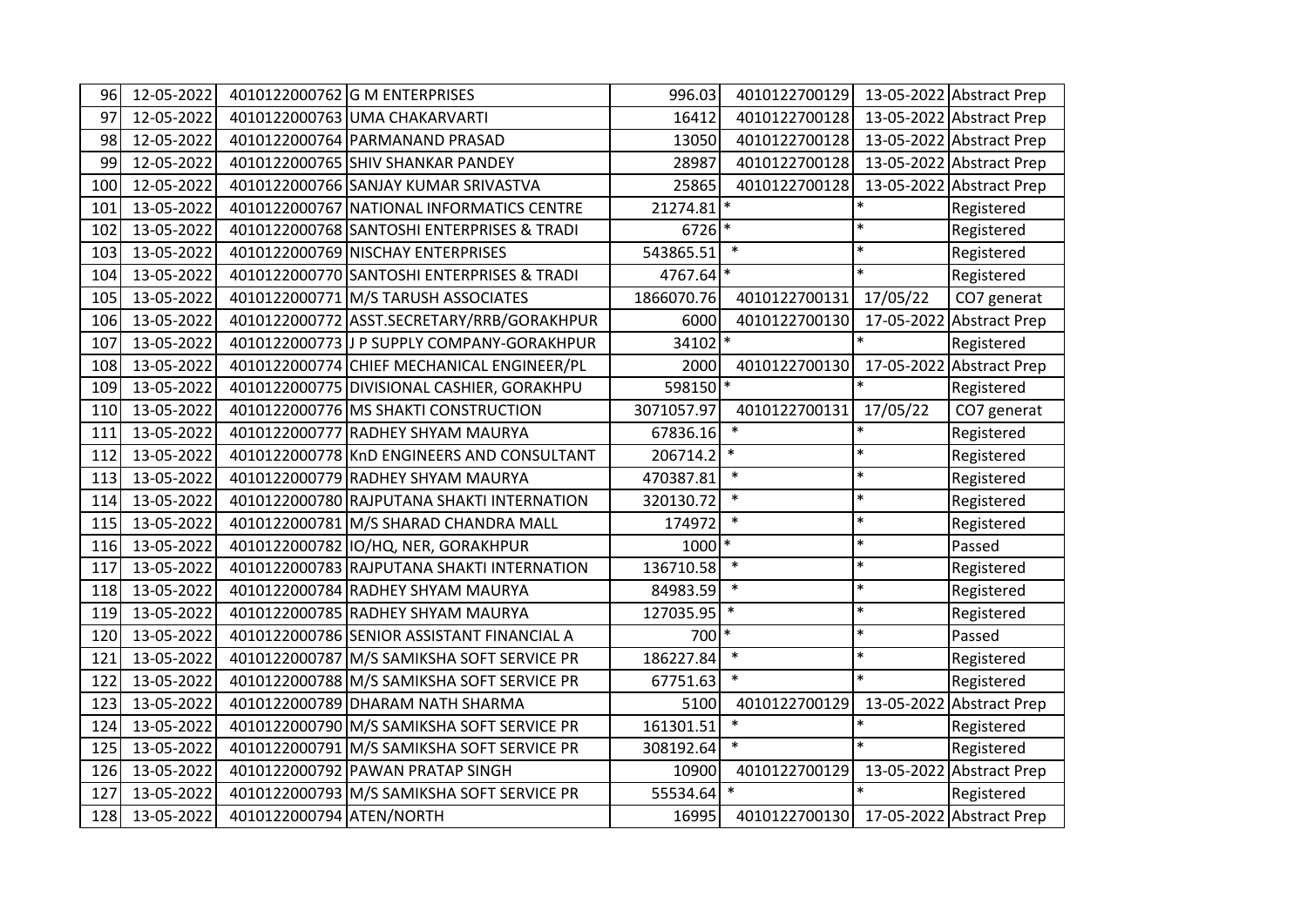| | | | | | | | |
|---|---|---|---|---|---|---|---|
| 96 | 12-05-2022 | 4010122000762 | G M ENTERPRISES | 996.03 | 4010122700129 | 13-05-2022 | Abstract Prep |
| 97 | 12-05-2022 | 4010122000763 | UMA CHAKARVARTI | 16412 | 4010122700128 | 13-05-2022 | Abstract Prep |
| 98 | 12-05-2022 | 4010122000764 | PARMANAND PRASAD | 13050 | 4010122700128 | 13-05-2022 | Abstract Prep |
| 99 | 12-05-2022 | 4010122000765 | SHIV SHANKAR PANDEY | 28987 | 4010122700128 | 13-05-2022 | Abstract Prep |
| 100 | 12-05-2022 | 4010122000766 | SANJAY KUMAR SRIVASTVA | 25865 | 4010122700128 | 13-05-2022 | Abstract Prep |
| 101 | 13-05-2022 | 4010122000767 | NATIONAL INFORMATICS CENTRE | 21274.81 | * | * | Registered |
| 102 | 13-05-2022 | 4010122000768 | SANTOSHI ENTERPRISES & TRADI | 6726 | * | * | Registered |
| 103 | 13-05-2022 | 4010122000769 | NISCHAY ENTERPRISES | 543865.51 | * | * | Registered |
| 104 | 13-05-2022 | 4010122000770 | SANTOSHI ENTERPRISES & TRADI | 4767.64 | * | * | Registered |
| 105 | 13-05-2022 | 4010122000771 | M/S TARUSH ASSOCIATES | 1866070.76 | 4010122700131 | 17/05/22 | CO7 generat |
| 106 | 13-05-2022 | 4010122000772 | ASST.SECRETARY/RRB/GORAKHPUR | 6000 | 4010122700130 | 17-05-2022 | Abstract Prep |
| 107 | 13-05-2022 | 4010122000773 | J P SUPPLY COMPANY-GORAKHPUR | 34102 | * | * | Registered |
| 108 | 13-05-2022 | 4010122000774 | CHIEF MECHANICAL ENGINEER/PL | 2000 | 4010122700130 | 17-05-2022 | Abstract Prep |
| 109 | 13-05-2022 | 4010122000775 | DIVISIONAL CASHIER, GORAKHPU | 598150 | * | * | Registered |
| 110 | 13-05-2022 | 4010122000776 | MS SHAKTI CONSTRUCTION | 3071057.97 | 4010122700131 | 17/05/22 | CO7 generat |
| 111 | 13-05-2022 | 4010122000777 | RADHEY SHYAM MAURYA | 67836.16 | * | * | Registered |
| 112 | 13-05-2022 | 4010122000778 | KnD ENGINEERS AND CONSULTANT | 206714.2 | * | * | Registered |
| 113 | 13-05-2022 | 4010122000779 | RADHEY SHYAM MAURYA | 470387.81 | * | * | Registered |
| 114 | 13-05-2022 | 4010122000780 | RAJPUTANA SHAKTI INTERNATION | 320130.72 | * | * | Registered |
| 115 | 13-05-2022 | 4010122000781 | M/S SHARAD CHANDRA MALL | 174972 | * | * | Registered |
| 116 | 13-05-2022 | 4010122000782 | IO/HQ, NER, GORAKHPUR | 1000 | * | * | Passed |
| 117 | 13-05-2022 | 4010122000783 | RAJPUTANA SHAKTI INTERNATION | 136710.58 | * | * | Registered |
| 118 | 13-05-2022 | 4010122000784 | RADHEY SHYAM MAURYA | 84983.59 | * | * | Registered |
| 119 | 13-05-2022 | 4010122000785 | RADHEY SHYAM MAURYA | 127035.95 | * | * | Registered |
| 120 | 13-05-2022 | 4010122000786 | SENIOR ASSISTANT FINANCIAL A | 700 | * | * | Passed |
| 121 | 13-05-2022 | 4010122000787 | M/S SAMIKSHA SOFT SERVICE PR | 186227.84 | * | * | Registered |
| 122 | 13-05-2022 | 4010122000788 | M/S SAMIKSHA SOFT SERVICE PR | 67751.63 | * | * | Registered |
| 123 | 13-05-2022 | 4010122000789 | DHARAM NATH SHARMA | 5100 | 4010122700129 | 13-05-2022 | Abstract Prep |
| 124 | 13-05-2022 | 4010122000790 | M/S SAMIKSHA SOFT SERVICE PR | 161301.51 | * | * | Registered |
| 125 | 13-05-2022 | 4010122000791 | M/S SAMIKSHA SOFT SERVICE PR | 308192.64 | * | * | Registered |
| 126 | 13-05-2022 | 4010122000792 | PAWAN PRATAP SINGH | 10900 | 4010122700129 | 13-05-2022 | Abstract Prep |
| 127 | 13-05-2022 | 4010122000793 | M/S SAMIKSHA SOFT SERVICE PR | 55534.64 | * | * | Registered |
| 128 | 13-05-2022 | 4010122000794 | ATEN/NORTH | 16995 | 4010122700130 | 17-05-2022 | Abstract Prep |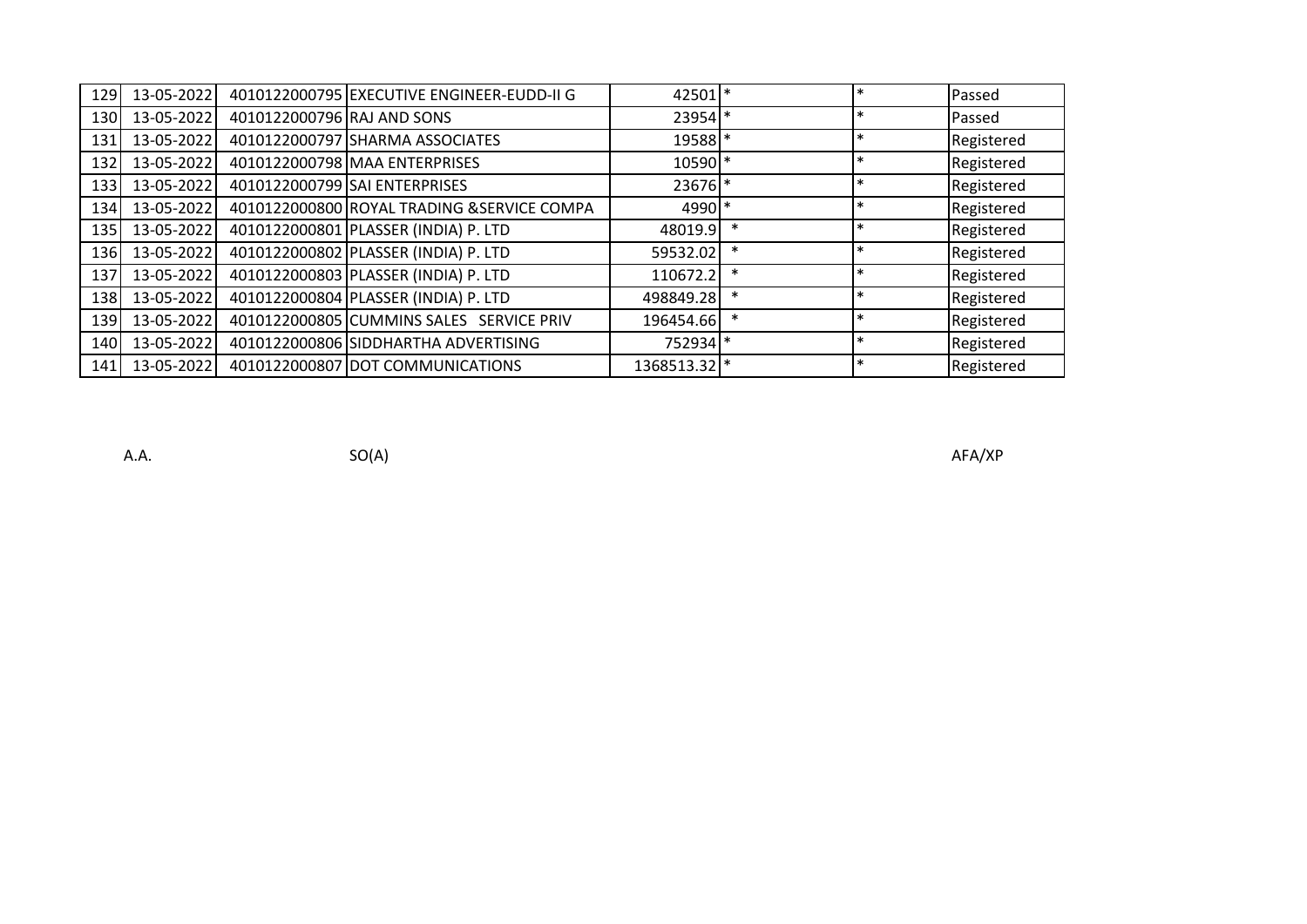| | | | | | | | |
|---|---|---|---|---|---|---|---|
| 129 | 13-05-2022 | 4010122000795 | EXECUTIVE ENGINEER-EUDD-II G | 42501 | * | * | Passed |
| 130 | 13-05-2022 | 4010122000796 | RAJ AND SONS | 23954 | * | * | Passed |
| 131 | 13-05-2022 | 4010122000797 | SHARMA ASSOCIATES | 19588 | * | * | Registered |
| 132 | 13-05-2022 | 4010122000798 | MAA ENTERPRISES | 10590 | * | * | Registered |
| 133 | 13-05-2022 | 4010122000799 | SAI ENTERPRISES | 23676 | * | * | Registered |
| 134 | 13-05-2022 | 4010122000800 | ROYAL TRADING &SERVICE COMPA | 4990 | * | * | Registered |
| 135 | 13-05-2022 | 4010122000801 | PLASSER (INDIA) P. LTD | 48019.9 | * | * | Registered |
| 136 | 13-05-2022 | 4010122000802 | PLASSER (INDIA) P. LTD | 59532.02 | * | * | Registered |
| 137 | 13-05-2022 | 4010122000803 | PLASSER (INDIA) P. LTD | 110672.2 | * | * | Registered |
| 138 | 13-05-2022 | 4010122000804 | PLASSER (INDIA) P. LTD | 498849.28 | * | * | Registered |
| 139 | 13-05-2022 | 4010122000805 | CUMMINS SALES SERVICE PRIV | 196454.66 | * | * | Registered |
| 140 | 13-05-2022 | 4010122000806 | SIDDHARTHA ADVERTISING | 752934 | * | * | Registered |
| 141 | 13-05-2022 | 4010122000807 | DOT COMMUNICATIONS | 1368513.32 | * | * | Registered |

A.A. SO(A) AFA/XP